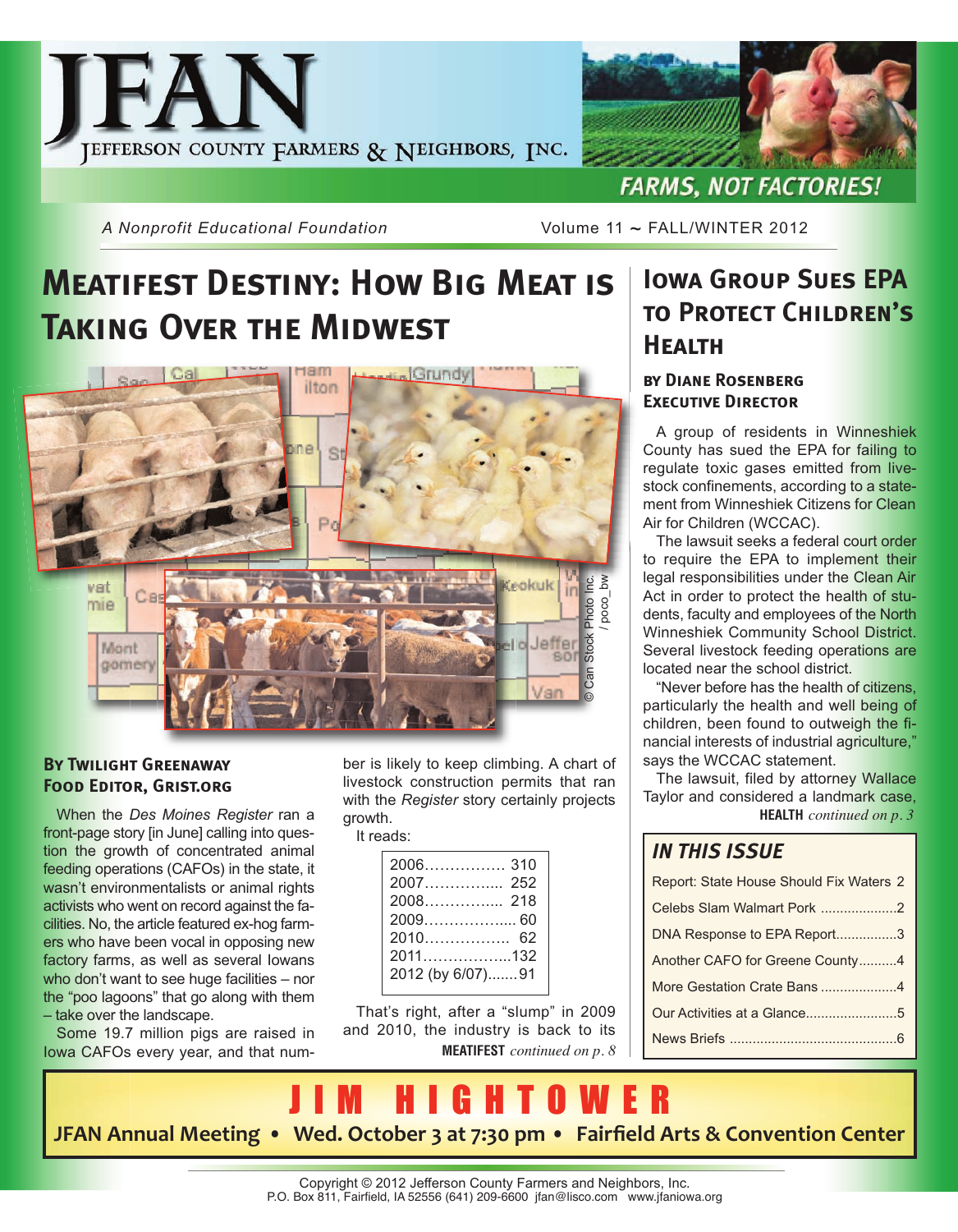# JFAN

JEFFERSON COUNTY FARMERS & NEIGHBORS, INC.

**FARMS, NOT FACTORIES!**

*A Nonprofit Educational Foundation*

Volume 11 ~ FALL/WINTER 2012

## Meatifest Destiny: How Big Meat is Taking Over the Midwest

© Can Stock Photo Inc. / poco_bw

**By Twilight Greenaway**
**Food Editor, Grist.org**

When the *Des Moines Register* ran a front-page story [in June] calling into question the growth of concentrated animal feeding operations (CAFOs) in the state, it wasn't environmentalists or animal rights activists who went on record against the facilities. No, the article featured ex-hog farmers who have been vocal in opposing new factory farms, as well as several Iowans who don't want to see huge facilities – nor the "poo lagoons" that go along with them – take over the landscape.

Some 19.7 million pigs are raised in Iowa CAFOs every year, and that number is likely to keep climbing. A chart of livestock construction permits that ran with the *Register* story certainly projects growth.

It reads:

| | |
|---|---|
| 2006 | 310 |
| 2007 | 252 |
| 2008 | 218 |
| 2009 | 60 |
| 2010 | 62 |
| 2011 | 132 |
| 2012 (by 6/07) | 91 |

That's right, after a "slump" in 2009 and 2010, the industry is back to its

**MEATIFEST** *continued on p. 8*

## Iowa Group Sues EPA to Protect Children's Health

**by Diane Rosenberg**
**Executive Director**

A group of residents in Winneshiek County has sued the EPA for failing to regulate toxic gases emitted from livestock confinements, according to a statement from Winneshiek Citizens for Clean Air for Children (WCCAC).

The lawsuit seeks a federal court order to require the EPA to implement their legal responsibilities under the Clean Air Act in order to protect the health of students, faculty and employees of the North Winneshiek Community School District. Several livestock feeding operations are located near the school district.

"Never before has the health of citizens, particularly the health and well being of children, been found to outweigh the financial interests of industrial agriculture," says the WCCAC statement.

The lawsuit, filed by attorney Wallace Taylor and considered a landmark case,

**HEALTH** *continued on p. 3*

### IN THIS ISSUE

| | |
|---|---|
| Report: State House Should Fix Waters | 2 |
| Celebs Slam Walmart Pork | 2 |
| DNA Response to EPA Report | 3 |
| Another CAFO for Greene County | 4 |
| More Gestation Crate Bans | 4 |
| Our Activities at a Glance | 5 |
| News Briefs | 6 |

**JIM HIGHTOWER**

**JFAN Annual Meeting • Wed. October 3 at 7:30 pm • Fairfield Arts & Convention Center**

Copyright © 2012 Jefferson County Farmers and Neighbors, Inc.
P.O. Box 811, Fairfield, IA 52556 (641) 209-6600 jfan@lisco.com www.jfaniowa.org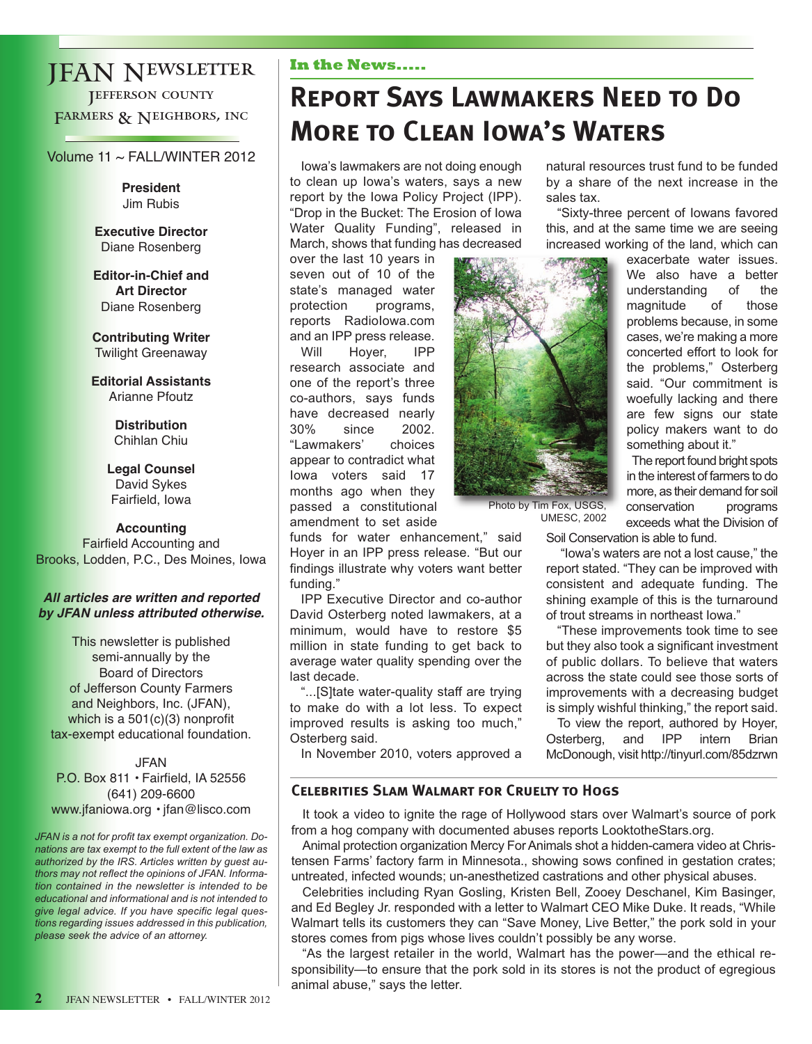# JFAN Newsletter

JEFFERSON COUNTY FARMERS & NEIGHBORS, INC

Volume 11 ~ FALL/WINTER 2012

**President**
Jim Rubis

**Executive Director**
Diane Rosenberg

**Editor-in-Chief and Art Director**
Diane Rosenberg

**Contributing Writer**
Twilight Greenaway

**Editorial Assistants**
Arianne Pfoutz

**Distribution**
Chihlan Chiu

**Legal Counsel**
David Sykes
Fairfield, Iowa

**Accounting**
Fairfield Accounting and
Brooks, Lodden, P.C., Des Moines, Iowa

***All articles are written and reported by JFAN unless attributed otherwise.***

This newsletter is published semi-annually by the Board of Directors of Jefferson County Farmers and Neighbors, Inc. (JFAN), which is a 501(c)(3) nonprofit tax-exempt educational foundation.

JFAN
P.O. Box 811 • Fairfield, IA 52556
(641) 209-6600
www.jfaniowa.org • jfan@lisco.com

*JFAN is a not for profit tax exempt organization. Donations are tax exempt to the full extent of the law as authorized by the IRS. Articles written by guest authors may not reflect the opinions of JFAN. Information contained in the newsletter is intended to be educational and informational and is not intended to give legal advice. If you have specific legal questions regarding issues addressed in this publication, please seek the advice of an attorney.*

**In the News.....**

## Report Says Lawmakers Need to Do More to Clean Iowa's Waters

Iowa's lawmakers are not doing enough to clean up Iowa's waters, says a new report by the Iowa Policy Project (IPP). "Drop in the Bucket: The Erosion of Iowa Water Quality Funding", released in March, shows that funding has decreased over the last 10 years in seven out of 10 of the state's managed water protection programs, reports RadioIowa.com and an IPP press release.

Will Hoyer, IPP research associate and one of the report's three co-authors, says funds have decreased nearly 30% since 2002. "Lawmakers' choices appear to contradict what Iowa voters said 17 months ago when they passed a constitutional amendment to set aside funds for water enhancement," said Hoyer in an IPP press release. "But our findings illustrate why voters want better funding."

IPP Executive Director and co-author David Osterberg noted lawmakers, at a minimum, would have to restore $5 million in state funding to get back to average water quality spending over the last decade.

"...[S]tate water-quality staff are trying to make do with a lot less. To expect improved results is asking too much," Osterberg said.

In November 2010, voters approved a natural resources trust fund to be funded by a share of the next increase in the sales tax.

"Sixty-three percent of Iowans favored this, and at the same time we are seeing increased working of the land, which can exacerbate water issues. We also have a better understanding of the magnitude of those problems because, in some cases, we're making a more concerted effort to look for the problems," Osterberg said. "Our commitment is woefully lacking and there are few signs our state policy makers want to do something about it."

Photo by Tim Fox, USGS, UMESC, 2002

The report found bright spots in the interest of farmers to do more, as their demand for soil conservation programs exceeds what the Division of Soil Conservation is able to fund.

"Iowa's waters are not a lost cause," the report stated. "They can be improved with consistent and adequate funding. The shining example of this is the turnaround of trout streams in northeast Iowa."

"These improvements took time to see but they also took a significant investment of public dollars. To believe that waters across the state could see those sorts of improvements with a decreasing budget is simply wishful thinking," the report said.

To view the report, authored by Hoyer, Osterberg, and IPP intern Brian McDonough, visit http://tinyurl.com/85dzrwn

### Celebrities Slam Walmart for Cruelty to Hogs

It took a video to ignite the rage of Hollywood stars over Walmart's source of pork from a hog company with documented abuses reports LooktotheStars.org.

Animal protection organization Mercy For Animals shot a hidden-camera video at Christensen Farms' factory farm in Minnesota., showing sows confined in gestation crates; untreated, infected wounds; un-anesthetized castrations and other physical abuses.

Celebrities including Ryan Gosling, Kristen Bell, Zooey Deschanel, Kim Basinger, and Ed Begley Jr. responded with a letter to Walmart CEO Mike Duke. It reads, "While Walmart tells its customers they can "Save Money, Live Better," the pork sold in your stores comes from pigs whose lives couldn't possibly be any worse.

"As the largest retailer in the world, Walmart has the power—and the ethical responsibility—to ensure that the pork sold in its stores is not the product of egregious animal abuse," says the letter.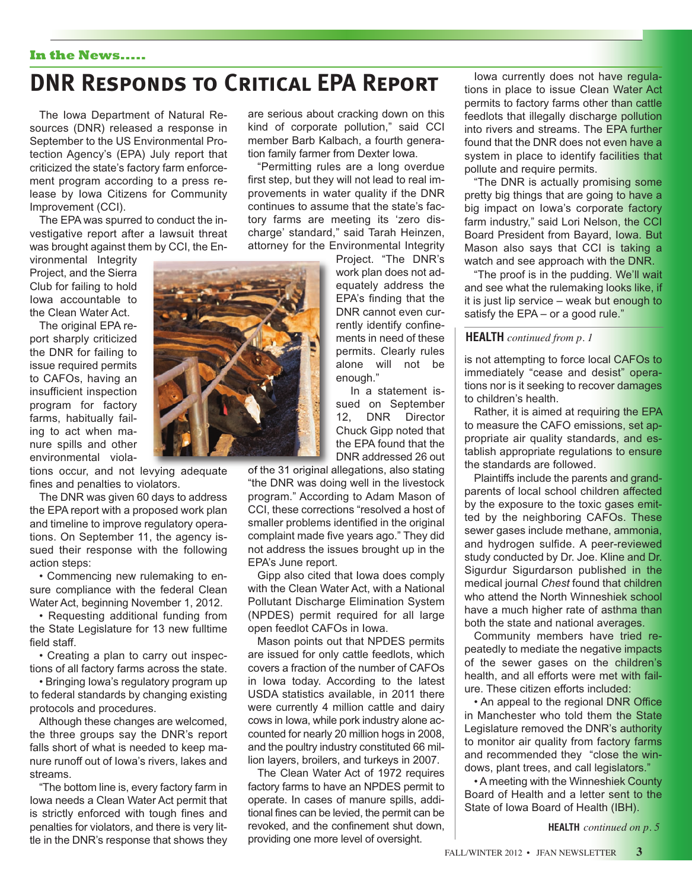**In the News.....**

# DNR Responds to Critical EPA Report

The Iowa Department of Natural Resources (DNR) released a response in September to the US Environmental Protection Agency's (EPA) July report that criticized the state's factory farm enforcement program according to a press release by Iowa Citizens for Community Improvement (CCI).

The EPA was spurred to conduct the investigative report after a lawsuit threat was brought against them by CCI, the Environmental Integrity Project, and the Sierra Club for failing to hold Iowa accountable to the Clean Water Act.

The original EPA report sharply criticized the DNR for failing to issue required permits to CAFOs, having an insufficient inspection program for factory farms, habitually failing to act when manure spills and other environmental violations occur, and not levying adequate fines and penalties to violators.

The DNR was given 60 days to address the EPA report with a proposed work plan and timeline to improve regulatory operations. On September 11, the agency issued their response with the following action steps:

- Commencing new rulemaking to ensure compliance with the federal Clean Water Act, beginning November 1, 2012.
- Requesting additional funding from the State Legislature for 13 new fulltime field staff.
- Creating a plan to carry out inspections of all factory farms across the state.
- Bringing Iowa's regulatory program up to federal standards by changing existing protocols and procedures.

Although these changes are welcomed, the three groups say the DNR's report falls short of what is needed to keep manure runoff out of Iowa's rivers, lakes and streams.

"The bottom line is, every factory farm in Iowa needs a Clean Water Act permit that is strictly enforced with tough fines and penalties for violators, and there is very little in the DNR's response that shows they are serious about cracking down on this kind of corporate pollution," said CCI member Barb Kalbach, a fourth generation family farmer from Dexter Iowa.

"Permitting rules are a long overdue first step, but they will not lead to real improvements in water quality if the DNR continues to assume that the state's factory farms are meeting its 'zero discharge' standard," said Tarah Heinzen, attorney for the Environmental Integrity Project. "The DNR's work plan does not adequately address the EPA's finding that the DNR cannot even currently identify confinements in need of these permits. Clearly rules alone will not be enough."

In a statement issued on September 12, DNR Director Chuck Gipp noted that the EPA found that the DNR addressed 26 out of the 31 original allegations, also stating "the DNR was doing well in the livestock program." According to Adam Mason of CCI, these corrections "resolved a host of smaller problems identified in the original complaint made five years ago." They did not address the issues brought up in the EPA's June report.

Gipp also cited that Iowa does comply with the Clean Water Act, with a National Pollutant Discharge Elimination System (NPDES) permit required for all large open feedlot CAFOs in Iowa.

Mason points out that NPDES permits are issued for only cattle feedlots, which covers a fraction of the number of CAFOs in Iowa today. According to the latest USDA statistics available, in 2011 there were currently 4 million cattle and dairy cows in Iowa, while pork industry alone accounted for nearly 20 million hogs in 2008, and the poultry industry constituted 66 million layers, broilers, and turkeys in 2007.

The Clean Water Act of 1972 requires factory farms to have an NPDES permit to operate. In cases of manure spills, additional fines can be levied, the permit can be revoked, and the confinement shut down, providing one more level of oversight.

Iowa currently does not have regulations in place to issue Clean Water Act permits to factory farms other than cattle feedlots that illegally discharge pollution into rivers and streams. The EPA further found that the DNR does not even have a system in place to identify facilities that pollute and require permits.

"The DNR is actually promising some pretty big things that are going to have a big impact on Iowa's corporate factory farm industry," said Lori Nelson, the CCI Board President from Bayard, Iowa. But Mason also says that CCI is taking a watch and see approach with the DNR.

"The proof is in the pudding. We'll wait and see what the rulemaking looks like, if it is just lip service – weak but enough to satisfy the EPA – or a good rule."

**HEALTH** *continued from p. 1*

is not attempting to force local CAFOs to immediately "cease and desist" operations nor is it seeking to recover damages to children's health.

Rather, it is aimed at requiring the EPA to measure the CAFO emissions, set appropriate air quality standards, and establish appropriate regulations to ensure the standards are followed.

Plaintiffs include the parents and grandparents of local school children affected by the exposure to the toxic gases emitted by the neighboring CAFOs. These sewer gases include methane, ammonia, and hydrogen sulfide. A peer-reviewed study conducted by Dr. Joe. Kline and Dr. Sigurdur Sigurdarson published in the medical journal *Chest* found that children who attend the North Winneshiek school have a much higher rate of asthma than both the state and national averages.

Community members have tried repeatedly to mediate the negative impacts of the sewer gases on the children's health, and all efforts were met with failure. These citizen efforts included:

- An appeal to the regional DNR Office in Manchester who told them the State Legislature removed the DNR's authority to monitor air quality from factory farms and recommended they "close the windows, plant trees, and call legislators."
- A meeting with the Winneshiek County Board of Health and a letter sent to the State of Iowa Board of Health (IBH).

**HEALTH** *continued on p. 5*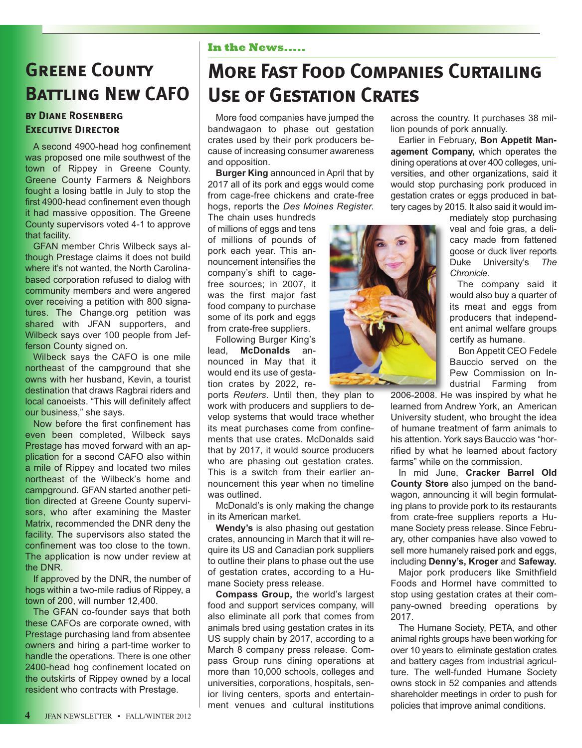## Greene County Battling New CAFO

**by Diane Rosenberg**
**Executive Director**

A second 4900-head hog confinement was proposed one mile southwest of the town of Rippey in Greene County. Greene County Farmers & Neighbors fought a losing battle in July to stop the first 4900-head confinement even though it had massive opposition. The Greene County supervisors voted 4-1 to approve that facility.

GFAN member Chris Wilbeck says although Prestage claims it does not build where it's not wanted, the North Carolina-based corporation refused to dialog with community members and were angered over receiving a petition with 800 signatures. The Change.org petition was shared with JFAN supporters, and Wilbeck says over 100 people from Jefferson County signed on.

Wilbeck says the CAFO is one mile northeast of the campground that she owns with her husband, Kevin, a tourist destination that draws Ragbrai riders and local canoeists. "This will definitely affect our business," she says.

Now before the first confinement has even been completed, Wilbeck says Prestage has moved forward with an application for a second CAFO also within a mile of Rippey and located two miles northeast of the Wilbeck's home and campground. GFAN started another petition directed at Greene County supervisors, who after examining the Master Matrix, recommended the DNR deny the facility. The supervisors also stated the confinement was too close to the town. The application is now under review at the DNR.

If approved by the DNR, the number of hogs within a two-mile radius of Rippey, a town of 200, will number 12,400.

The GFAN co-founder says that both these CAFOs are corporate owned, with Prestage purchasing land from absentee owners and hiring a part-time worker to handle the operations. There is one other 2400-head hog confinement located on the outskirts of Rippey owned by a local resident who contracts with Prestage.

**In the News.....**

## More Fast Food Companies Curtailing Use of Gestation Crates

More food companies have jumped the bandwagaon to phase out gestation crates used by their pork producers because of increasing consumer awareness and opposition.

**Burger King** announced in April that by 2017 all of its pork and eggs would come from cage-free chickens and crate-free hogs, reports the *Des Moines Register.* The chain uses hundreds of millions of eggs and tens of millions of pounds of pork each year. This announcement intensifies the company's shift to cage-free sources; in 2007, it was the first major fast food company to purchase some of its pork and eggs from crate-free suppliers.

Following Burger King's lead, **McDonalds** announced in May that it would end its use of gestation crates by 2022, reports *Reuters*. Until then, they plan to work with producers and suppliers to develop systems that would trace whether its meat purchases come from confinements that use crates. McDonalds said that by 2017, it would source producers who are phasing out gestation crates. This is a switch from their earlier announcement this year when no timeline was outlined.

McDonald's is only making the change in its American market.

**Wendy's** is also phasing out gestation crates, announcing in March that it will require its US and Canadian pork suppliers to outline their plans to phase out the use of gestation crates, according to a Humane Society press release.

**Compass Group,** the world's largest food and support services company, will also eliminate all pork that comes from animals bred using gestation crates in its US supply chain by 2017, according to a March 8 company press release. Compass Group runs dining operations at more than 10,000 schools, colleges and universities, corporations, hospitals, senior living centers, sports and entertainment venues and cultural institutions across the country. It purchases 38 million pounds of pork annually.

Earlier in February, **Bon Appetit Management Company,** which operates the dining operations at over 400 colleges, universities, and other organizations, said it would stop purchasing pork produced in gestation crates or eggs produced in battery cages by 2015. It also said it would immediately stop purchasing veal and foie gras, a delicacy made from fattened goose or duck liver reports Duke University's *The Chronicle.*

The company said it would also buy a quarter of its meat and eggs from producers that independent animal welfare groups certify as humane.

Bon Appetit CEO Fedele Bauccio served on the Pew Commission on Industrial Farming from 2006-2008. He was inspired by what he learned from Andrew York, an American University student, who brought the idea of humane treatment of farm animals to his attention. York says Bauccio was "horrified by what he learned about factory farms" while on the commission.

In mid June, **Cracker Barrel Old County Store** also jumped on the bandwagon, announcing it will begin formulating plans to provide pork to its restaurants from crate-free suppliers reports a Humane Society press release. Since February, other companies have also vowed to sell more humanely raised pork and eggs, including **Denny's, Kroger** and **Safeway.**

Major pork producers like Smithfield Foods and Hormel have committed to stop using gestation crates at their company-owned breeding operations by 2017.

The Humane Society, PETA, and other animal rights groups have been working for over 10 years to eliminate gestation crates and battery cages from industrial agriculture. The well-funded Humane Society owns stock in 52 companies and attends shareholder meetings in order to push for policies that improve animal conditions.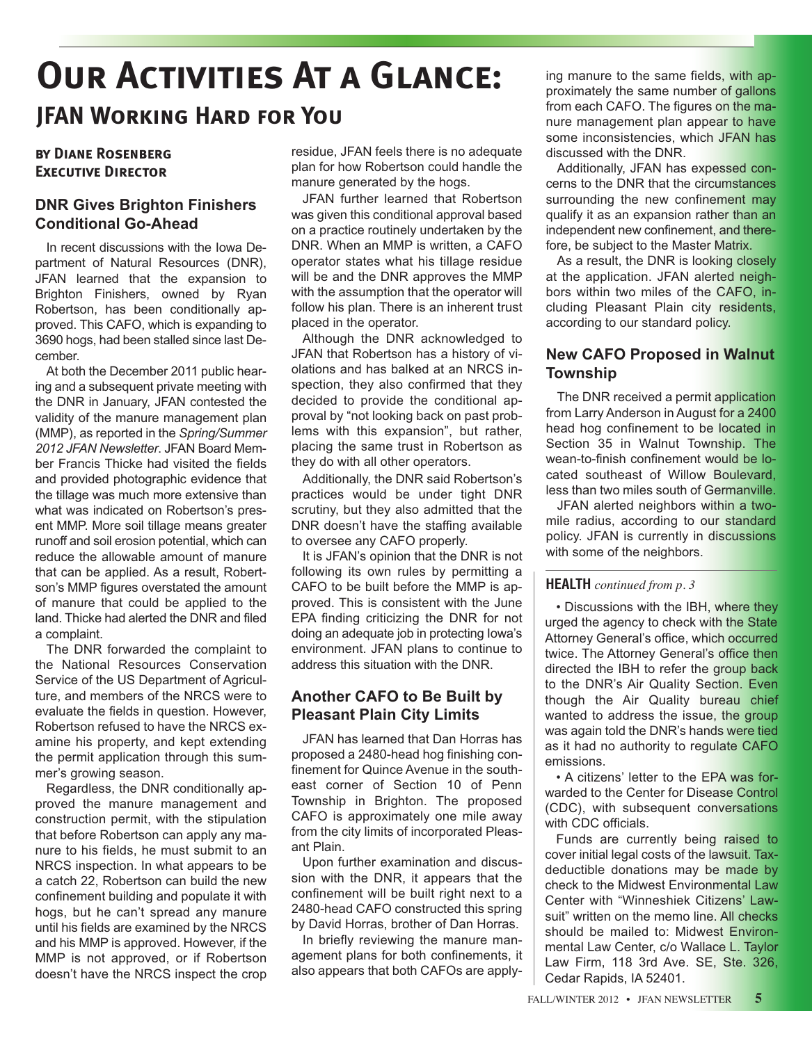# Our Activities At a Glance:

## JFAN Working Hard for You

**by Diane Rosenberg**
**Executive Director**

### DNR Gives Brighton Finishers Conditional Go-Ahead

In recent discussions with the Iowa Department of Natural Resources (DNR), JFAN learned that the expansion to Brighton Finishers, owned by Ryan Robertson, has been conditionally approved. This CAFO, which is expanding to 3690 hogs, had been stalled since last December.

At both the December 2011 public hearing and a subsequent private meeting with the DNR in January, JFAN contested the validity of the manure management plan (MMP), as reported in the *Spring/Summer 2012 JFAN Newsletter*. JFAN Board Member Francis Thicke had visited the fields and provided photographic evidence that the tillage was much more extensive than what was indicated on Robertson's present MMP. More soil tillage means greater runoff and soil erosion potential, which can reduce the allowable amount of manure that can be applied. As a result, Robertson's MMP figures overstated the amount of manure that could be applied to the land. Thicke had alerted the DNR and filed a complaint.

The DNR forwarded the complaint to the National Resources Conservation Service of the US Department of Agriculture, and members of the NRCS were to evaluate the fields in question. However, Robertson refused to have the NRCS examine his property, and kept extending the permit application through this summer's growing season.

Regardless, the DNR conditionally approved the manure management and construction permit, with the stipulation that before Robertson can apply any manure to his fields, he must submit to an NRCS inspection. In what appears to be a catch 22, Robertson can build the new confinement building and populate it with hogs, but he can't spread any manure until his fields are examined by the NRCS and his MMP is approved. However, if the MMP is not approved, or if Robertson doesn't have the NRCS inspect the crop residue, JFAN feels there is no adequate plan for how Robertson could handle the manure generated by the hogs.

JFAN further learned that Robertson was given this conditional approval based on a practice routinely undertaken by the DNR. When an MMP is written, a CAFO operator states what his tillage residue will be and the DNR approves the MMP with the assumption that the operator will follow his plan. There is an inherent trust placed in the operator.

Although the DNR acknowledged to JFAN that Robertson has a history of violations and has balked at an NRCS inspection, they also confirmed that they decided to provide the conditional approval by "not looking back on past problems with this expansion", but rather, placing the same trust in Robertson as they do with all other operators.

Additionally, the DNR said Robertson's practices would be under tight DNR scrutiny, but they also admitted that the DNR doesn't have the staffing available to oversee any CAFO properly.

It is JFAN's opinion that the DNR is not following its own rules by permitting a CAFO to be built before the MMP is approved. This is consistent with the June EPA finding criticizing the DNR for not doing an adequate job in protecting Iowa's environment. JFAN plans to continue to address this situation with the DNR.

### Another CAFO to Be Built by Pleasant Plain City Limits

JFAN has learned that Dan Horras has proposed a 2480-head hog finishing confinement for Quince Avenue in the southeast corner of Section 10 of Penn Township in Brighton. The proposed CAFO is approximately one mile away from the city limits of incorporated Pleasant Plain.

Upon further examination and discussion with the DNR, it appears that the confinement will be built right next to a 2480-head CAFO constructed this spring by David Horras, brother of Dan Horras.

In briefly reviewing the manure management plans for both confinements, it also appears that both CAFOs are applying manure to the same fields, with approximately the same number of gallons from each CAFO. The figures on the manure management plan appear to have some inconsistencies, which JFAN has discussed with the DNR.

Additionally, JFAN has expessed concerns to the DNR that the circumstances surrounding the new confinement may qualify it as an expansion rather than an independent new confinement, and therefore, be subject to the Master Matrix.

As a result, the DNR is looking closely at the application. JFAN alerted neighbors within two miles of the CAFO, including Pleasant Plain city residents, according to our standard policy.

### New CAFO Proposed in Walnut Township

The DNR received a permit application from Larry Anderson in August for a 2400 head hog confinement to be located in Section 35 in Walnut Township. The wean-to-finish confinement would be located southeast of Willow Boulevard, less than two miles south of Germanville.

JFAN alerted neighbors within a two-mile radius, according to our standard policy. JFAN is currently in discussions with some of the neighbors.

**HEALTH** *continued from p. 3*

- Discussions with the IBH, where they urged the agency to check with the State Attorney General's office, which occurred twice. The Attorney General's office then directed the IBH to refer the group back to the DNR's Air Quality Section. Even though the Air Quality bureau chief wanted to address the issue, the group was again told the DNR's hands were tied as it had no authority to regulate CAFO emissions.
- A citizens' letter to the EPA was forwarded to the Center for Disease Control (CDC), with subsequent conversations with CDC officials.

Funds are currently being raised to cover initial legal costs of the lawsuit. Tax-deductible donations may be made by check to the Midwest Environmental Law Center with "Winneshiek Citizens' Lawsuit" written on the memo line. All checks should be mailed to: Midwest Environmental Law Center, c/o Wallace L. Taylor Law Firm, 118 3rd Ave. SE, Ste. 326, Cedar Rapids, IA 52401.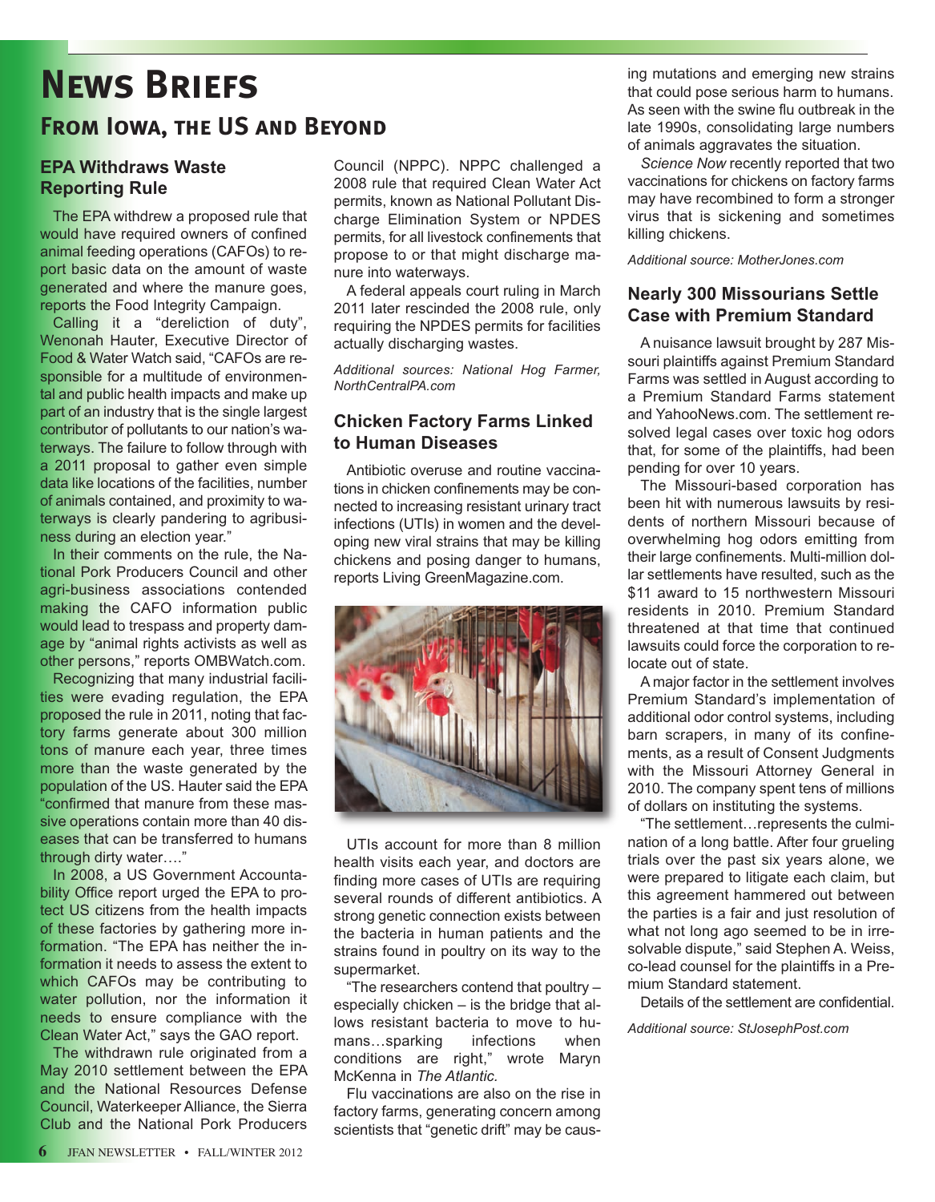# News Briefs

## From Iowa, the US and Beyond

### EPA Withdraws Waste Reporting Rule

The EPA withdrew a proposed rule that would have required owners of confined animal feeding operations (CAFOs) to report basic data on the amount of waste generated and where the manure goes, reports the Food Integrity Campaign.

Calling it a "dereliction of duty", Wenonah Hauter, Executive Director of Food & Water Watch said, "CAFOs are responsible for a multitude of environmental and public health impacts and make up part of an industry that is the single largest contributor of pollutants to our nation's waterways. The failure to follow through with a 2011 proposal to gather even simple data like locations of the facilities, number of animals contained, and proximity to waterways is clearly pandering to agribusiness during an election year."

In their comments on the rule, the National Pork Producers Council and other agri-business associations contended making the CAFO information public would lead to trespass and property damage by "animal rights activists as well as other persons," reports OMBWatch.com.

Recognizing that many industrial facilities were evading regulation, the EPA proposed the rule in 2011, noting that factory farms generate about 300 million tons of manure each year, three times more than the waste generated by the population of the US. Hauter said the EPA "confirmed that manure from these massive operations contain more than 40 diseases that can be transferred to humans through dirty water…."

In 2008, a US Government Accountability Office report urged the EPA to protect US citizens from the health impacts of these factories by gathering more information. "The EPA has neither the information it needs to assess the extent to which CAFOs may be contributing to water pollution, nor the information it needs to ensure compliance with the Clean Water Act," says the GAO report.

The withdrawn rule originated from a May 2010 settlement between the EPA and the National Resources Defense Council, Waterkeeper Alliance, the Sierra Club and the National Pork Producers Council (NPPC). NPPC challenged a 2008 rule that required Clean Water Act permits, known as National Pollutant Discharge Elimination System or NPDES permits, for all livestock confinements that propose to or that might discharge manure into waterways.

A federal appeals court ruling in March 2011 later rescinded the 2008 rule, only requiring the NPDES permits for facilities actually discharging wastes.

*Additional sources: National Hog Farmer, NorthCentralPA.com*

### Chicken Factory Farms Linked to Human Diseases

Antibiotic overuse and routine vaccinations in chicken confinements may be connected to increasing resistant urinary tract infections (UTIs) in women and the developing new viral strains that may be killing chickens and posing danger to humans, reports Living GreenMagazine.com.

UTIs account for more than 8 million health visits each year, and doctors are finding more cases of UTIs are requiring several rounds of different antibiotics. A strong genetic connection exists between the bacteria in human patients and the strains found in poultry on its way to the supermarket.

"The researchers contend that poultry – especially chicken – is the bridge that allows resistant bacteria to move to humans…sparking infections when conditions are right," wrote Maryn McKenna in *The Atlantic*.

Flu vaccinations are also on the rise in factory farms, generating concern among scientists that "genetic drift" may be causing mutations and emerging new strains that could pose serious harm to humans. As seen with the swine flu outbreak in the late 1990s, consolidating large numbers of animals aggravates the situation.

*Science Now* recently reported that two vaccinations for chickens on factory farms may have recombined to form a stronger virus that is sickening and sometimes killing chickens.

*Additional source: MotherJones.com*

### Nearly 300 Missourians Settle Case with Premium Standard

A nuisance lawsuit brought by 287 Missouri plaintiffs against Premium Standard Farms was settled in August according to a Premium Standard Farms statement and YahooNews.com. The settlement resolved legal cases over toxic hog odors that, for some of the plaintiffs, had been pending for over 10 years.

The Missouri-based corporation has been hit with numerous lawsuits by residents of northern Missouri because of overwhelming hog odors emitting from their large confinements. Multi-million dollar settlements have resulted, such as the $11 award to 15 northwestern Missouri residents in 2010. Premium Standard threatened at that time that continued lawsuits could force the corporation to relocate out of state.

A major factor in the settlement involves Premium Standard's implementation of additional odor control systems, including barn scrapers, in many of its confinements, as a result of Consent Judgments with the Missouri Attorney General in 2010. The company spent tens of millions of dollars on instituting the systems.

"The settlement…represents the culmination of a long battle. After four grueling trials over the past six years alone, we were prepared to litigate each claim, but this agreement hammered out between the parties is a fair and just resolution of what not long ago seemed to be in irresolvable dispute," said Stephen A. Weiss, co-lead counsel for the plaintiffs in a Premium Standard statement.

Details of the settlement are confidential.

*Additional source: StJosephPost.com*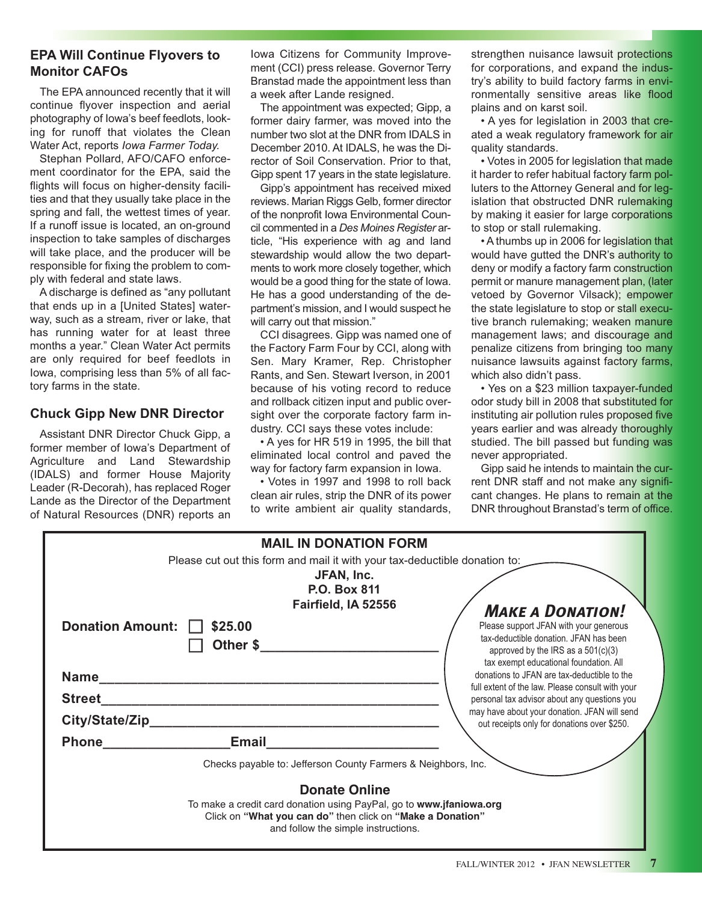## EPA Will Continue Flyovers to Monitor CAFOs

The EPA announced recently that it will continue flyover inspection and aerial photography of Iowa's beef feedlots, looking for runoff that violates the Clean Water Act, reports *Iowa Farmer Today.*

Stephan Pollard, AFO/CAFO enforcement coordinator for the EPA, said the flights will focus on higher-density facilities and that they usually take place in the spring and fall, the wettest times of year. If a runoff issue is located, an on-ground inspection to take samples of discharges will take place, and the producer will be responsible for fixing the problem to comply with federal and state laws.

A discharge is defined as "any pollutant that ends up in a [United States] waterway, such as a stream, river or lake, that has running water for at least three months a year." Clean Water Act permits are only required for beef feedlots in Iowa, comprising less than 5% of all factory farms in the state.

## Chuck Gipp New DNR Director

Assistant DNR Director Chuck Gipp, a former member of Iowa's Department of Agriculture and Land Stewardship (IDALS) and former House Majority Leader (R-Decorah), has replaced Roger Lande as the Director of the Department of Natural Resources (DNR) reports an Iowa Citizens for Community Improvement (CCI) press release. Governor Terry Branstad made the appointment less than a week after Lande resigned.

The appointment was expected; Gipp, a former dairy farmer, was moved into the number two slot at the DNR from IDALS in December 2010. At IDALS, he was the Director of Soil Conservation. Prior to that, Gipp spent 17 years in the state legislature.

Gipp's appointment has received mixed reviews. Marian Riggs Gelb, former director of the nonprofit Iowa Environmental Council commented in a *Des Moines Register* article, "His experience with ag and land stewardship would allow the two departments to work more closely together, which would be a good thing for the state of Iowa. He has a good understanding of the department's mission, and I would suspect he will carry out that mission."

CCI disagrees. Gipp was named one of the Factory Farm Four by CCI, along with Sen. Mary Kramer, Rep. Christopher Rants, and Sen. Stewart Iverson, in 2001 because of his voting record to reduce and rollback citizen input and public oversight over the corporate factory farm industry. CCI says these votes include:

- A yes for HR 519 in 1995, the bill that eliminated local control and paved the way for factory farm expansion in Iowa.
- Votes in 1997 and 1998 to roll back clean air rules, strip the DNR of its power to write ambient air quality standards, strengthen nuisance lawsuit protections for corporations, and expand the industry's ability to build factory farms in environmentally sensitive areas like flood plains and on karst soil.
- A yes for legislation in 2003 that created a weak regulatory framework for air quality standards.
- Votes in 2005 for legislation that made it harder to refer habitual factory farm polluters to the Attorney General and for legislation that obstructed DNR rulemaking by making it easier for large corporations to stop or stall rulemaking.
- A thumbs up in 2006 for legislation that would have gutted the DNR's authority to deny or modify a factory farm construction permit or manure management plan, (later vetoed by Governor Vilsack); empower the state legislature to stop or stall executive branch rulemaking; weaken manure management laws; and discourage and penalize citizens from bringing too many nuisance lawsuits against factory farms, which also didn't pass.
- Yes on a $23 million taxpayer-funded odor study bill in 2008 that substituted for instituting air pollution rules proposed five years earlier and was already thoroughly studied. The bill passed but funding was never appropriated.

Gipp said he intends to maintain the current DNR staff and not make any significant changes. He plans to remain at the DNR throughout Branstad's term of office.

---

**MAIL IN DONATION FORM**

Please cut out this form and mail it with your tax-deductible donation to:

**JFAN, Inc.**
**P.O. Box 811**
**Fairfield, IA 52556**

**Donation Amount:** ☐ **$25.00**
☐ **Other $**________________________

**Name**______________________________________________

**Street**______________________________________________

**City/State/Zip**_________________________________________

**Phone**________________ **Email**______________________

Checks payable to: Jefferson County Farmers & Neighbors, Inc.

### *Make a Donation!*

Please support JFAN with your generous tax-deductible donation. JFAN has been approved by the IRS as a 501(c)(3) tax exempt educational foundation. All donations to JFAN are tax-deductible to the full extent of the law. Please consult with your personal tax advisor about any questions you may have about your donation. JFAN will send out receipts only for donations over $250.

### Donate Online

To make a credit card donation using PayPal, go to **www.jfaniowa.org**
Click on **"What you can do"** then click on **"Make a Donation"**
and follow the simple instructions.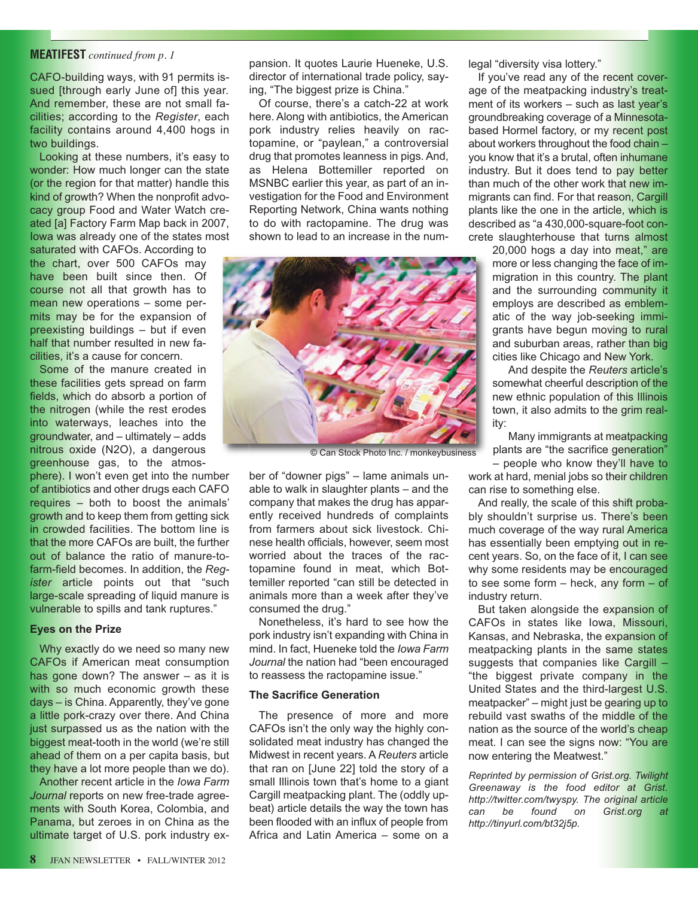**MEATIFEST** *continued from p. 1*

CAFO-building ways, with 91 permits issued [through early June of] this year. And remember, these are not small facilities; according to the *Register*, each facility contains around 4,400 hogs in two buildings.

Looking at these numbers, it's easy to wonder: How much longer can the state (or the region for that matter) handle this kind of growth? When the nonprofit advocacy group Food and Water Watch created [a] Factory Farm Map back in 2007, Iowa was already one of the states most saturated with CAFOs. According to the chart, over 500 CAFOs may have been built since then. Of course not all that growth has to mean new operations – some permits may be for the expansion of preexisting buildings – but if even half that number resulted in new facilities, it's a cause for concern.

Some of the manure created in these facilities gets spread on farm fields, which do absorb a portion of the nitrogen (while the rest erodes into waterways, leaches into the groundwater, and – ultimately – adds nitrous oxide ($N_2O$), a dangerous greenhouse gas, to the atmosphere). I won't even get into the number of antibiotics and other drugs each CAFO requires – both to boost the animals' growth and to keep them from getting sick in crowded facilities. The bottom line is that the more CAFOs are built, the further out of balance the ratio of manure-to-farm-field becomes. In addition, the *Register* article points out that "such large-scale spreading of liquid manure is vulnerable to spills and tank ruptures."

### Eyes on the Prize

Why exactly do we need so many new CAFOs if American meat consumption has gone down? The answer – as it is with so much economic growth these days – is China. Apparently, they've gone a little pork-crazy over there. And China just surpassed us as the nation with the biggest meat-tooth in the world (we're still ahead of them on a per capita basis, but they have a lot more people than we do).

Another recent article in the *Iowa Farm Journal* reports on new free-trade agreements with South Korea, Colombia, and Panama, but zeroes in on China as the ultimate target of U.S. pork industry expansion. It quotes Laurie Hueneke, U.S. director of international trade policy, saying, "The biggest prize is China."

Of course, there's a catch-22 at work here. Along with antibiotics, the American pork industry relies heavily on ractopamine, or "paylean," a controversial drug that promotes leanness in pigs. And, as Helena Bottemiller reported on MSNBC earlier this year, as part of an investigation for the Food and Environment Reporting Network, China wants nothing to do with ractopamine. The drug was shown to lead to an increase in the number of "downer pigs" – lame animals unable to walk in slaughter plants – and the company that makes the drug has apparently received hundreds of complaints from farmers about sick livestock. Chinese health officials, however, seem most worried about the traces of the ractopamine found in meat, which Bottemiller reported "can still be detected in animals more than a week after they've consumed the drug."

© Can Stock Photo Inc. / monkeybusiness

Nonetheless, it's hard to see how the pork industry isn't expanding with China in mind. In fact, Hueneke told the *Iowa Farm Journal* the nation had "been encouraged to reassess the ractopamine issue."

### The Sacrifice Generation

The presence of more and more CAFOs isn't the only way the highly consolidated meat industry has changed the Midwest in recent years. A *Reuters* article that ran on [June 22] told the story of a small Illinois town that's home to a giant Cargill meatpacking plant. The (oddly upbeat) article details the way the town has been flooded with an influx of people from Africa and Latin America – some on a legal "diversity visa lottery."

If you've read any of the recent coverage of the meatpacking industry's treatment of its workers – such as last year's groundbreaking coverage of a Minnesota-based Hormel factory, or my recent post about workers throughout the food chain – you know that it's a brutal, often inhumane industry. But it does tend to pay better than much of the other work that new immigrants can find. For that reason, Cargill plants like the one in the article, which is described as "a 430,000-square-foot concrete slaughterhouse that turns almost 20,000 hogs a day into meat," are more or less changing the face of immigration in this country. The plant and the surrounding community it employs are described as emblematic of the way job-seeking immigrants have begun moving to rural and suburban areas, rather than big cities like Chicago and New York.

And despite the *Reuters* article's somewhat cheerful description of the new ethnic population of this Illinois town, it also admits to the grim reality:

> Many immigrants at meatpacking plants are "the sacrifice generation" – people who know they'll have to work at hard, menial jobs so their children can rise to something else.

And really, the scale of this shift probably shouldn't surprise us. There's been much coverage of the way rural America has essentially been emptying out in recent years. So, on the face of it, I can see why some residents may be encouraged to see some form – heck, any form – of industry return.

But taken alongside the expansion of CAFOs in states like Iowa, Missouri, Kansas, and Nebraska, the expansion of meatpacking plants in the same states suggests that companies like Cargill – "the biggest private company in the United States and the third-largest U.S. meatpacker" – might just be gearing up to rebuild vast swaths of the middle of the nation as the source of the world's cheap meat. I can see the signs now: "You are now entering the Meatwest."

*Reprinted by permission of Grist.org. Twilight Greenaway is the food editor at Grist. http://twitter.com/twyspy. The original article can be found on Grist.org at http://tinyurl.com/bt32j5p.*